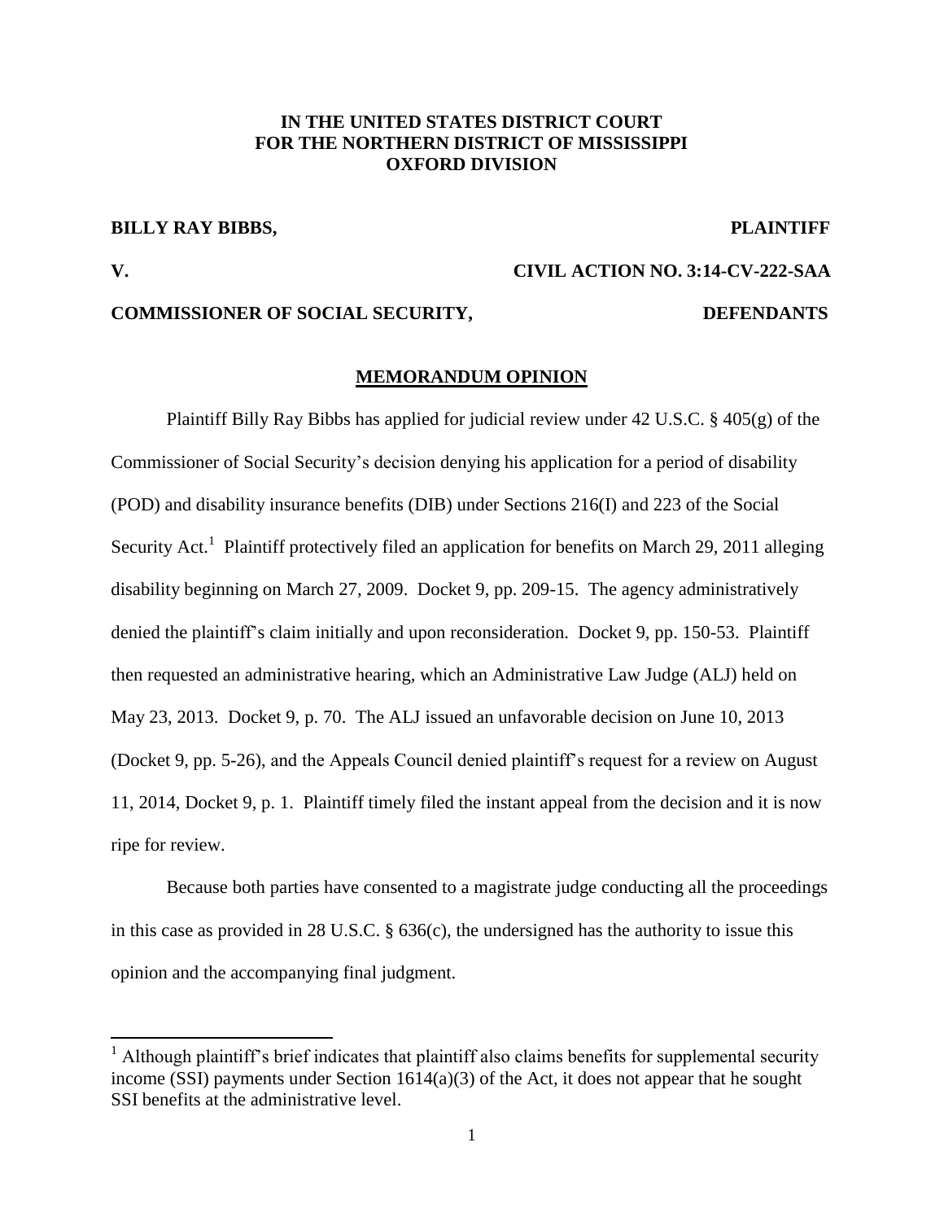**IN THE UNITED STATES DISTRICT COURT**
**FOR THE NORTHERN DISTRICT OF MISSISSIPPI**
**OXFORD DIVISION**

**BILLY RAY BIBBS, PLAINTIFF**

**V. CIVIL ACTION NO. 3:14-CV-222-SAA**

**COMMISSIONER OF SOCIAL SECURITY, DEFENDANTS**

## MEMORANDUM OPINION

Plaintiff Billy Ray Bibbs has applied for judicial review under 42 U.S.C. § 405(g) of the Commissioner of Social Security's decision denying his application for a period of disability (POD) and disability insurance benefits (DIB) under Sections 216(I) and 223 of the Social Security Act.[1] Plaintiff protectively filed an application for benefits on March 29, 2011 alleging disability beginning on March 27, 2009. Docket 9, pp. 209-15. The agency administratively denied the plaintiff's claim initially and upon reconsideration. Docket 9, pp. 150-53. Plaintiff then requested an administrative hearing, which an Administrative Law Judge (ALJ) held on May 23, 2013. Docket 9, p. 70. The ALJ issued an unfavorable decision on June 10, 2013 (Docket 9, pp. 5-26), and the Appeals Council denied plaintiff's request for a review on August 11, 2014, Docket 9, p. 1. Plaintiff timely filed the instant appeal from the decision and it is now ripe for review.

Because both parties have consented to a magistrate judge conducting all the proceedings in this case as provided in 28 U.S.C. § 636(c), the undersigned has the authority to issue this opinion and the accompanying final judgment.

[1] Although plaintiff's brief indicates that plaintiff also claims benefits for supplemental security income (SSI) payments under Section 1614(a)(3) of the Act, it does not appear that he sought SSI benefits at the administrative level.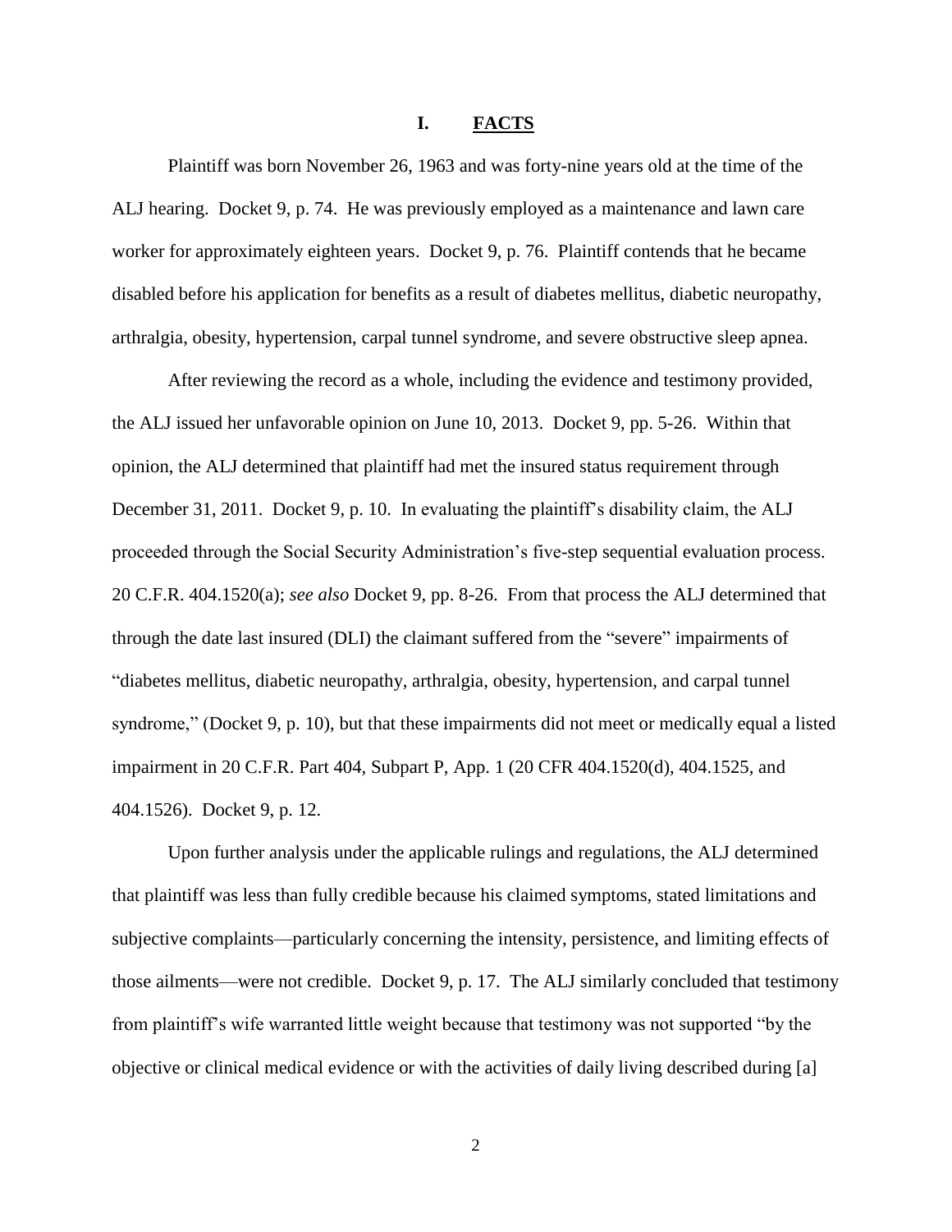## I. FACTS

Plaintiff was born November 26, 1963 and was forty-nine years old at the time of the ALJ hearing. Docket 9, p. 74. He was previously employed as a maintenance and lawn care worker for approximately eighteen years. Docket 9, p. 76. Plaintiff contends that he became disabled before his application for benefits as a result of diabetes mellitus, diabetic neuropathy, arthralgia, obesity, hypertension, carpal tunnel syndrome, and severe obstructive sleep apnea.

After reviewing the record as a whole, including the evidence and testimony provided, the ALJ issued her unfavorable opinion on June 10, 2013. Docket 9, pp. 5-26. Within that opinion, the ALJ determined that plaintiff had met the insured status requirement through December 31, 2011. Docket 9, p. 10. In evaluating the plaintiff's disability claim, the ALJ proceeded through the Social Security Administration's five-step sequential evaluation process. 20 C.F.R. 404.1520(a); *see also* Docket 9, pp. 8-26. From that process the ALJ determined that through the date last insured (DLI) the claimant suffered from the "severe" impairments of "diabetes mellitus, diabetic neuropathy, arthralgia, obesity, hypertension, and carpal tunnel syndrome," (Docket 9, p. 10), but that these impairments did not meet or medically equal a listed impairment in 20 C.F.R. Part 404, Subpart P, App. 1 (20 CFR 404.1520(d), 404.1525, and 404.1526). Docket 9, p. 12.

Upon further analysis under the applicable rulings and regulations, the ALJ determined that plaintiff was less than fully credible because his claimed symptoms, stated limitations and subjective complaints—particularly concerning the intensity, persistence, and limiting effects of those ailments—were not credible. Docket 9, p. 17. The ALJ similarly concluded that testimony from plaintiff's wife warranted little weight because that testimony was not supported "by the objective or clinical medical evidence or with the activities of daily living described during [a]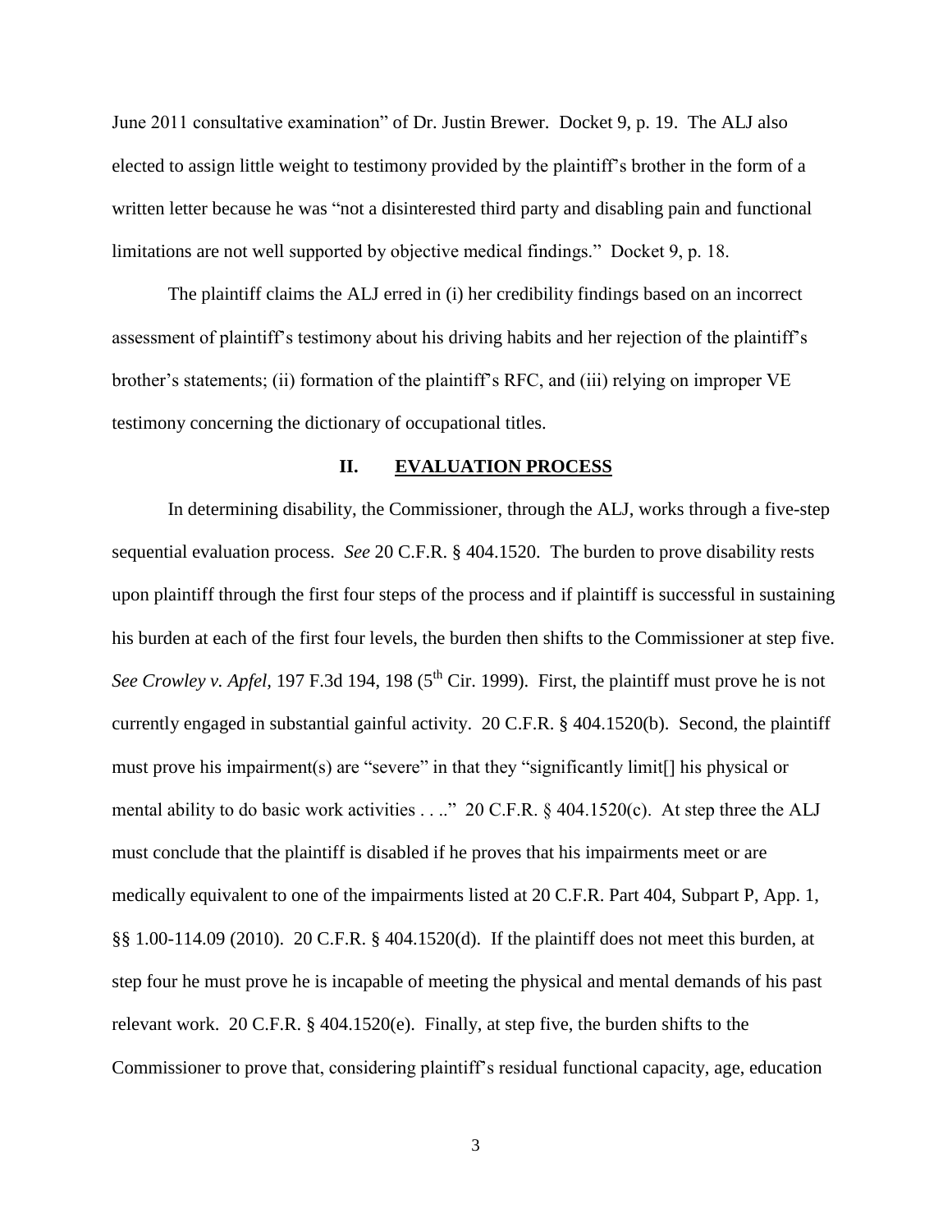June 2011 consultative examination" of Dr. Justin Brewer. Docket 9, p. 19. The ALJ also elected to assign little weight to testimony provided by the plaintiff's brother in the form of a written letter because he was "not a disinterested third party and disabling pain and functional limitations are not well supported by objective medical findings." Docket 9, p. 18.

The plaintiff claims the ALJ erred in (i) her credibility findings based on an incorrect assessment of plaintiff's testimony about his driving habits and her rejection of the plaintiff's brother's statements; (ii) formation of the plaintiff's RFC, and (iii) relying on improper VE testimony concerning the dictionary of occupational titles.

## II. EVALUATION PROCESS

In determining disability, the Commissioner, through the ALJ, works through a five-step sequential evaluation process. *See* 20 C.F.R. § 404.1520. The burden to prove disability rests upon plaintiff through the first four steps of the process and if plaintiff is successful in sustaining his burden at each of the first four levels, the burden then shifts to the Commissioner at step five. *See Crowley v. Apfel*, 197 F.3d 194, 198 (5th Cir. 1999). First, the plaintiff must prove he is not currently engaged in substantial gainful activity. 20 C.F.R. § 404.1520(b). Second, the plaintiff must prove his impairment(s) are "severe" in that they "significantly limit[] his physical or mental ability to do basic work activities . . .." 20 C.F.R. § 404.1520(c). At step three the ALJ must conclude that the plaintiff is disabled if he proves that his impairments meet or are medically equivalent to one of the impairments listed at 20 C.F.R. Part 404, Subpart P, App. 1, §§ 1.00-114.09 (2010). 20 C.F.R. § 404.1520(d). If the plaintiff does not meet this burden, at step four he must prove he is incapable of meeting the physical and mental demands of his past relevant work. 20 C.F.R. § 404.1520(e). Finally, at step five, the burden shifts to the Commissioner to prove that, considering plaintiff's residual functional capacity, age, education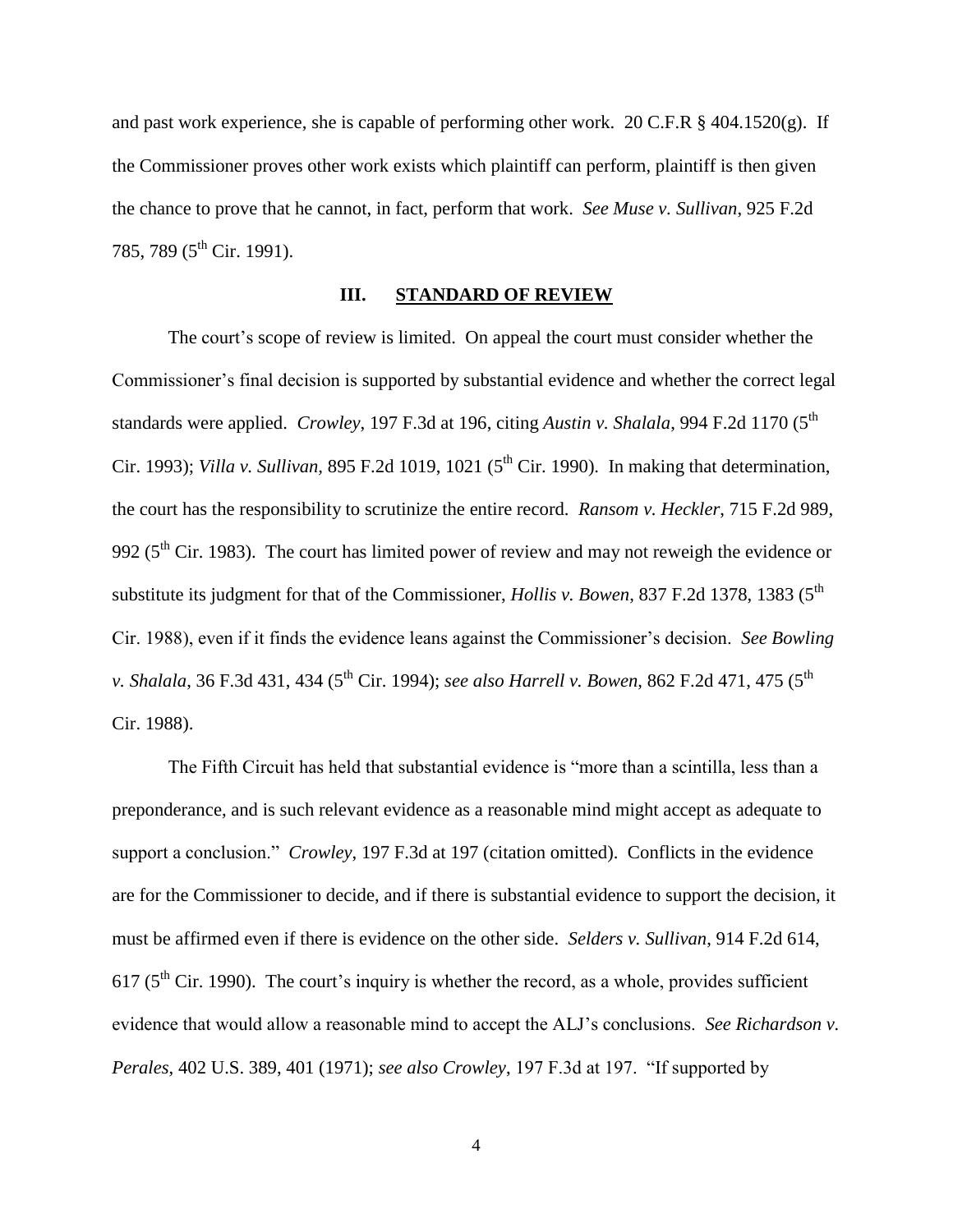and past work experience, she is capable of performing other work. 20 C.F.R § 404.1520(g). If the Commissioner proves other work exists which plaintiff can perform, plaintiff is then given the chance to prove that he cannot, in fact, perform that work. *See Muse v. Sullivan*, 925 F.2d 785, 789 (5th Cir. 1991).

## III. STANDARD OF REVIEW

The court's scope of review is limited. On appeal the court must consider whether the Commissioner's final decision is supported by substantial evidence and whether the correct legal standards were applied. *Crowley*, 197 F.3d at 196, citing *Austin v. Shalala*, 994 F.2d 1170 (5th Cir. 1993); *Villa v. Sullivan*, 895 F.2d 1019, 1021 (5th Cir. 1990). In making that determination, the court has the responsibility to scrutinize the entire record. *Ransom v. Heckler*, 715 F.2d 989, 992 (5th Cir. 1983). The court has limited power of review and may not reweigh the evidence or substitute its judgment for that of the Commissioner, *Hollis v. Bowen*, 837 F.2d 1378, 1383 (5th Cir. 1988), even if it finds the evidence leans against the Commissioner's decision. *See Bowling v. Shalala*, 36 F.3d 431, 434 (5th Cir. 1994); *see also Harrell v. Bowen*, 862 F.2d 471, 475 (5th Cir. 1988).

The Fifth Circuit has held that substantial evidence is "more than a scintilla, less than a preponderance, and is such relevant evidence as a reasonable mind might accept as adequate to support a conclusion." *Crowley*, 197 F.3d at 197 (citation omitted). Conflicts in the evidence are for the Commissioner to decide, and if there is substantial evidence to support the decision, it must be affirmed even if there is evidence on the other side. *Selders v. Sullivan*, 914 F.2d 614, 617 (5th Cir. 1990). The court's inquiry is whether the record, as a whole, provides sufficient evidence that would allow a reasonable mind to accept the ALJ's conclusions. *See Richardson v. Perales*, 402 U.S. 389, 401 (1971); *see also Crowley*, 197 F.3d at 197. "If supported by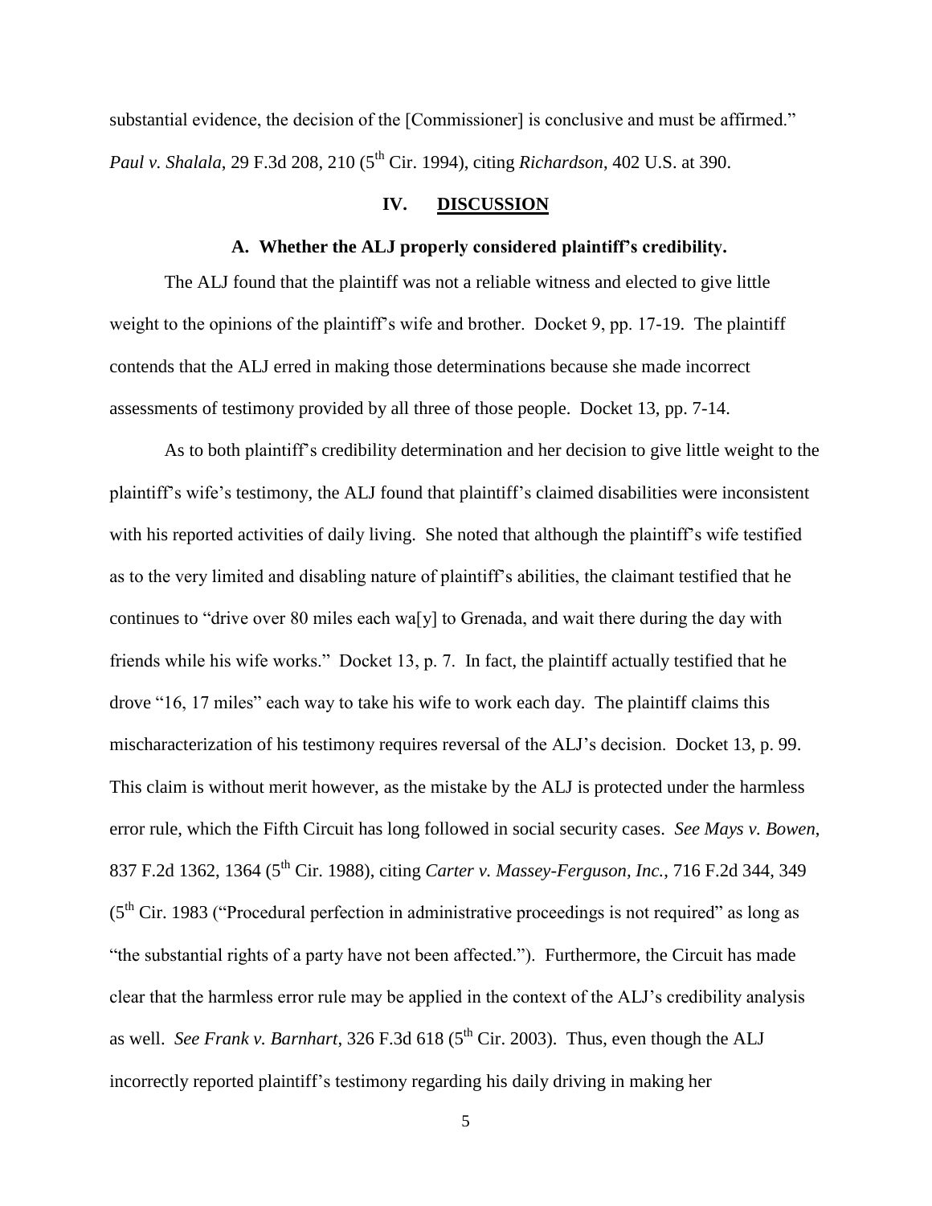substantial evidence, the decision of the [Commissioner] is conclusive and must be affirmed." *Paul v. Shalala*, 29 F.3d 208, 210 (5th Cir. 1994), citing *Richardson*, 402 U.S. at 390.

## IV. DISCUSSION

### A. Whether the ALJ properly considered plaintiff's credibility.

The ALJ found that the plaintiff was not a reliable witness and elected to give little weight to the opinions of the plaintiff's wife and brother. Docket 9, pp. 17-19. The plaintiff contends that the ALJ erred in making those determinations because she made incorrect assessments of testimony provided by all three of those people. Docket 13, pp. 7-14.

As to both plaintiff's credibility determination and her decision to give little weight to the plaintiff's wife's testimony, the ALJ found that plaintiff's claimed disabilities were inconsistent with his reported activities of daily living. She noted that although the plaintiff's wife testified as to the very limited and disabling nature of plaintiff's abilities, the claimant testified that he continues to "drive over 80 miles each wa[y] to Grenada, and wait there during the day with friends while his wife works." Docket 13, p. 7. In fact, the plaintiff actually testified that he drove "16, 17 miles" each way to take his wife to work each day. The plaintiff claims this mischaracterization of his testimony requires reversal of the ALJ's decision. Docket 13, p. 99. This claim is without merit however, as the mistake by the ALJ is protected under the harmless error rule, which the Fifth Circuit has long followed in social security cases. *See Mays v. Bowen*, 837 F.2d 1362, 1364 (5th Cir. 1988), citing *Carter v. Massey-Ferguson, Inc.*, 716 F.2d 344, 349 (5th Cir. 1983 ("Procedural perfection in administrative proceedings is not required" as long as "the substantial rights of a party have not been affected."). Furthermore, the Circuit has made clear that the harmless error rule may be applied in the context of the ALJ's credibility analysis as well. *See Frank v. Barnhart*, 326 F.3d 618 (5th Cir. 2003). Thus, even though the ALJ incorrectly reported plaintiff's testimony regarding his daily driving in making her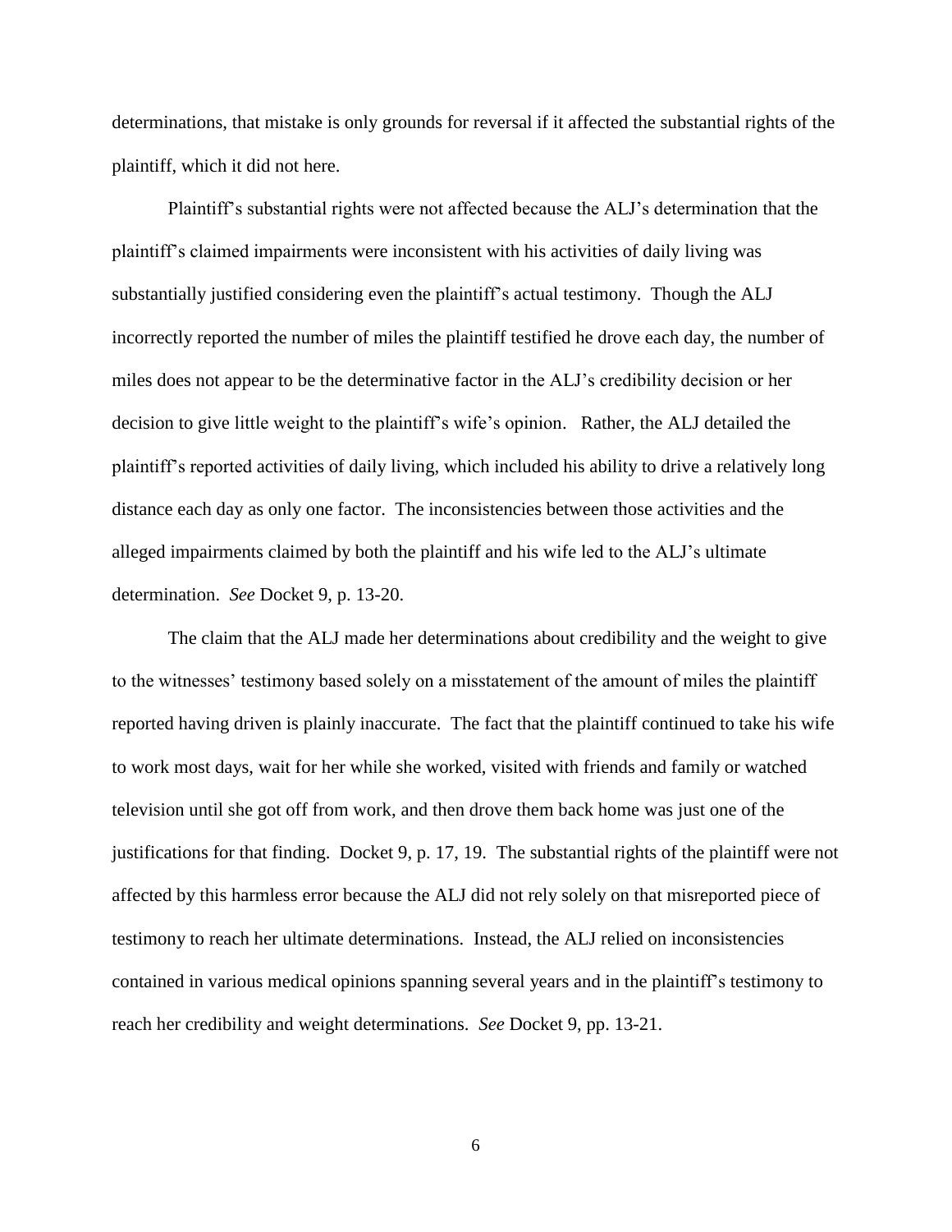determinations, that mistake is only grounds for reversal if it affected the substantial rights of the plaintiff, which it did not here.

Plaintiff's substantial rights were not affected because the ALJ's determination that the plaintiff's claimed impairments were inconsistent with his activities of daily living was substantially justified considering even the plaintiff's actual testimony. Though the ALJ incorrectly reported the number of miles the plaintiff testified he drove each day, the number of miles does not appear to be the determinative factor in the ALJ's credibility decision or her decision to give little weight to the plaintiff's wife's opinion. Rather, the ALJ detailed the plaintiff's reported activities of daily living, which included his ability to drive a relatively long distance each day as only one factor. The inconsistencies between those activities and the alleged impairments claimed by both the plaintiff and his wife led to the ALJ's ultimate determination. *See* Docket 9, p. 13-20.

The claim that the ALJ made her determinations about credibility and the weight to give to the witnesses' testimony based solely on a misstatement of the amount of miles the plaintiff reported having driven is plainly inaccurate. The fact that the plaintiff continued to take his wife to work most days, wait for her while she worked, visited with friends and family or watched television until she got off from work, and then drove them back home was just one of the justifications for that finding. Docket 9, p. 17, 19. The substantial rights of the plaintiff were not affected by this harmless error because the ALJ did not rely solely on that misreported piece of testimony to reach her ultimate determinations. Instead, the ALJ relied on inconsistencies contained in various medical opinions spanning several years and in the plaintiff's testimony to reach her credibility and weight determinations. *See* Docket 9, pp. 13-21.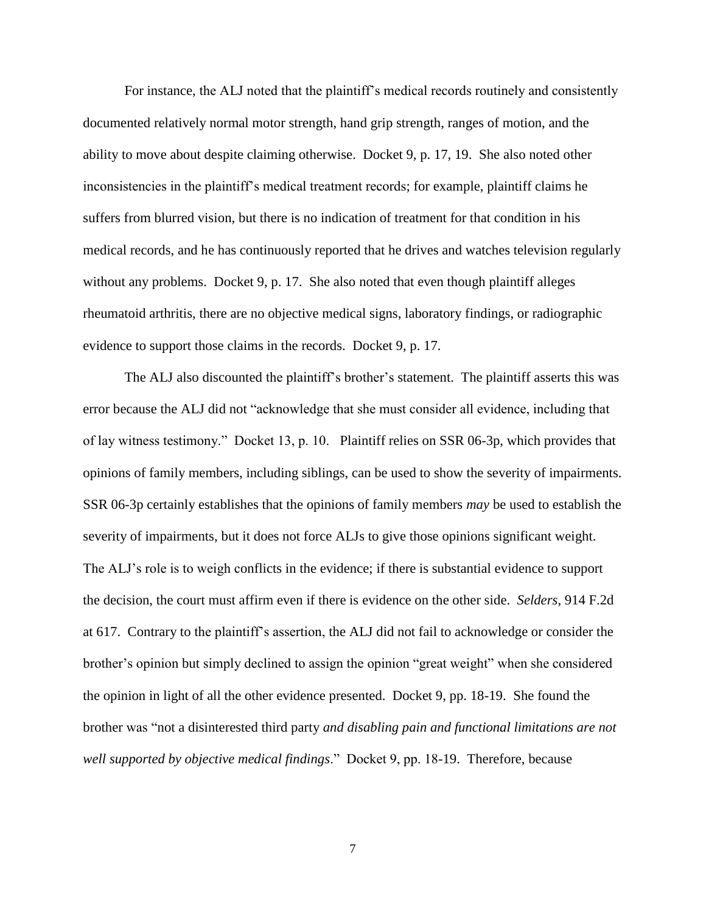For instance, the ALJ noted that the plaintiff's medical records routinely and consistently documented relatively normal motor strength, hand grip strength, ranges of motion, and the ability to move about despite claiming otherwise. Docket 9, p. 17, 19. She also noted other inconsistencies in the plaintiff's medical treatment records; for example, plaintiff claims he suffers from blurred vision, but there is no indication of treatment for that condition in his medical records, and he has continuously reported that he drives and watches television regularly without any problems. Docket 9, p. 17. She also noted that even though plaintiff alleges rheumatoid arthritis, there are no objective medical signs, laboratory findings, or radiographic evidence to support those claims in the records. Docket 9, p. 17.

The ALJ also discounted the plaintiff's brother's statement. The plaintiff asserts this was error because the ALJ did not "acknowledge that she must consider all evidence, including that of lay witness testimony." Docket 13, p. 10. Plaintiff relies on SSR 06-3p, which provides that opinions of family members, including siblings, can be used to show the severity of impairments. SSR 06-3p certainly establishes that the opinions of family members *may* be used to establish the severity of impairments, but it does not force ALJs to give those opinions significant weight. The ALJ's role is to weigh conflicts in the evidence; if there is substantial evidence to support the decision, the court must affirm even if there is evidence on the other side. *Selders*, 914 F.2d at 617. Contrary to the plaintiff's assertion, the ALJ did not fail to acknowledge or consider the brother's opinion but simply declined to assign the opinion "great weight" when she considered the opinion in light of all the other evidence presented. Docket 9, pp. 18-19. She found the brother was "not a disinterested third party *and disabling pain and functional limitations are not well supported by objective medical findings*." Docket 9, pp. 18-19. Therefore, because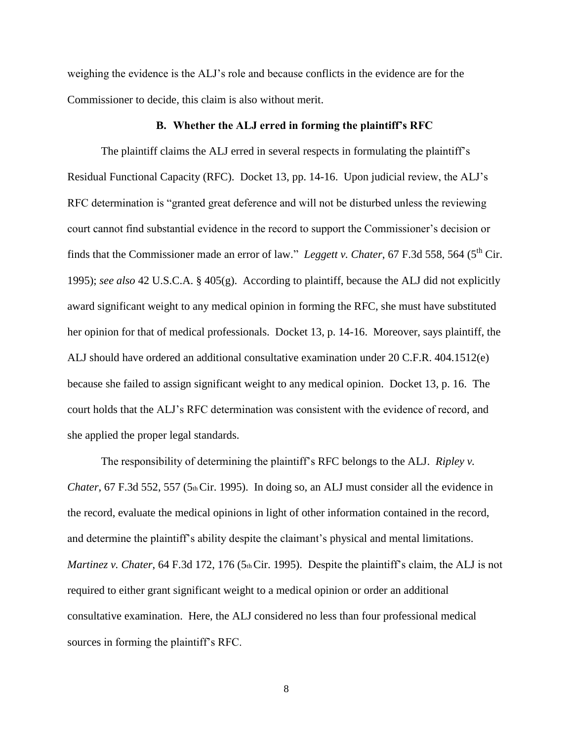weighing the evidence is the ALJ's role and because conflicts in the evidence are for the Commissioner to decide, this claim is also without merit.

**B. Whether the ALJ erred in forming the plaintiff's RFC**

The plaintiff claims the ALJ erred in several respects in formulating the plaintiff's Residual Functional Capacity (RFC). Docket 13, pp. 14-16. Upon judicial review, the ALJ's RFC determination is "granted great deference and will not be disturbed unless the reviewing court cannot find substantial evidence in the record to support the Commissioner's decision or finds that the Commissioner made an error of law." *Leggett v. Chater*, 67 F.3d 558, 564 (5th Cir. 1995); *see also* 42 U.S.C.A. § 405(g). According to plaintiff, because the ALJ did not explicitly award significant weight to any medical opinion in forming the RFC, she must have substituted her opinion for that of medical professionals. Docket 13, p. 14-16. Moreover, says plaintiff, the ALJ should have ordered an additional consultative examination under 20 C.F.R. 404.1512(e) because she failed to assign significant weight to any medical opinion. Docket 13, p. 16. The court holds that the ALJ's RFC determination was consistent with the evidence of record, and she applied the proper legal standards.

The responsibility of determining the plaintiff's RFC belongs to the ALJ. *Ripley v. Chater*, 67 F.3d 552, 557 (5th Cir. 1995). In doing so, an ALJ must consider all the evidence in the record, evaluate the medical opinions in light of other information contained in the record, and determine the plaintiff's ability despite the claimant's physical and mental limitations. *Martinez v. Chater*, 64 F.3d 172, 176 (5th Cir. 1995). Despite the plaintiff's claim, the ALJ is not required to either grant significant weight to a medical opinion or order an additional consultative examination. Here, the ALJ considered no less than four professional medical sources in forming the plaintiff's RFC.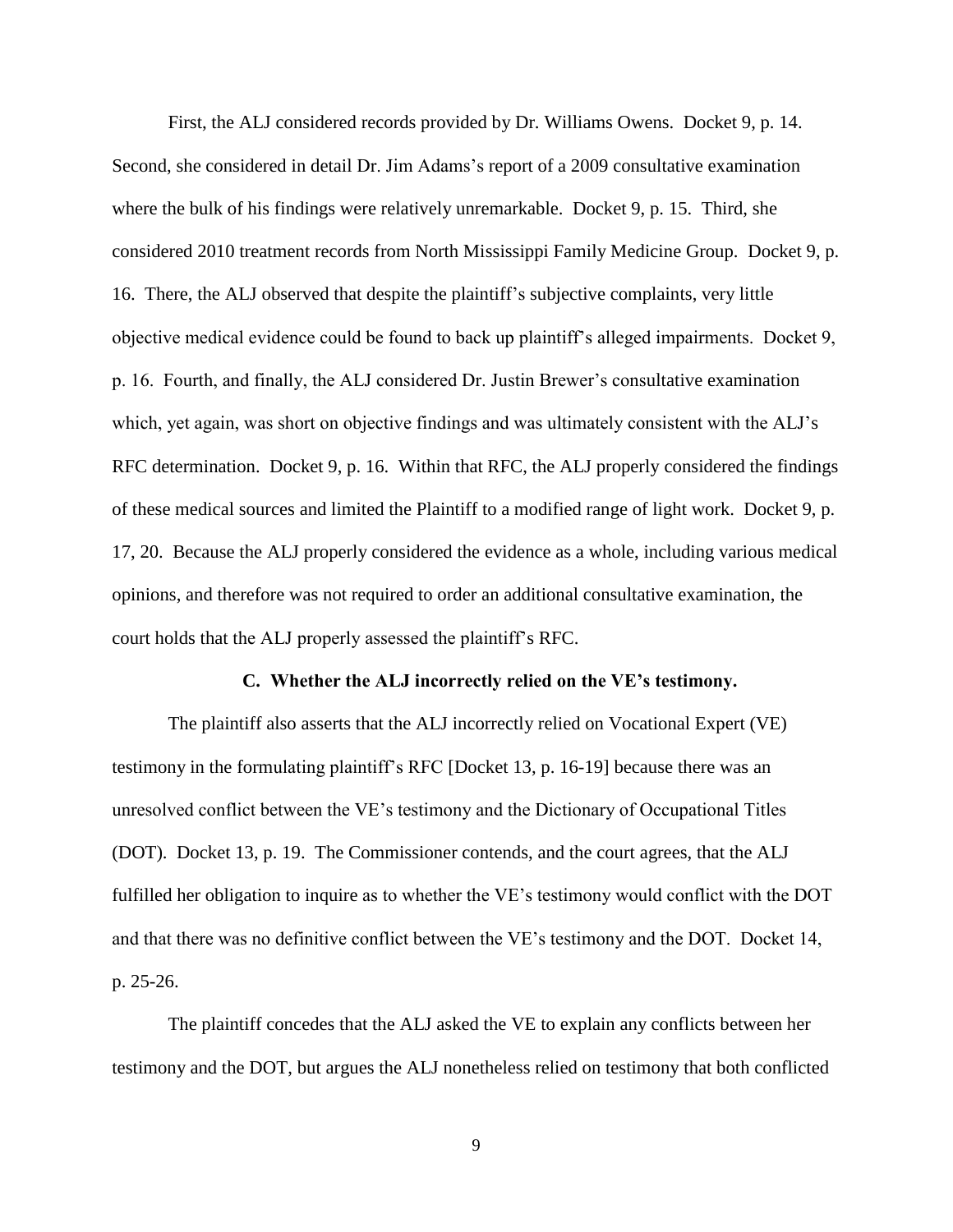First, the ALJ considered records provided by Dr. Williams Owens. Docket 9, p. 14. Second, she considered in detail Dr. Jim Adams's report of a 2009 consultative examination where the bulk of his findings were relatively unremarkable. Docket 9, p. 15. Third, she considered 2010 treatment records from North Mississippi Family Medicine Group. Docket 9, p. 16. There, the ALJ observed that despite the plaintiff's subjective complaints, very little objective medical evidence could be found to back up plaintiff's alleged impairments. Docket 9, p. 16. Fourth, and finally, the ALJ considered Dr. Justin Brewer's consultative examination which, yet again, was short on objective findings and was ultimately consistent with the ALJ's RFC determination. Docket 9, p. 16. Within that RFC, the ALJ properly considered the findings of these medical sources and limited the Plaintiff to a modified range of light work. Docket 9, p. 17, 20. Because the ALJ properly considered the evidence as a whole, including various medical opinions, and therefore was not required to order an additional consultative examination, the court holds that the ALJ properly assessed the plaintiff's RFC.

### C. Whether the ALJ incorrectly relied on the VE's testimony.

The plaintiff also asserts that the ALJ incorrectly relied on Vocational Expert (VE) testimony in the formulating plaintiff's RFC [Docket 13, p. 16-19] because there was an unresolved conflict between the VE's testimony and the Dictionary of Occupational Titles (DOT). Docket 13, p. 19. The Commissioner contends, and the court agrees, that the ALJ fulfilled her obligation to inquire as to whether the VE's testimony would conflict with the DOT and that there was no definitive conflict between the VE's testimony and the DOT. Docket 14, p. 25-26.

The plaintiff concedes that the ALJ asked the VE to explain any conflicts between her testimony and the DOT, but argues the ALJ nonetheless relied on testimony that both conflicted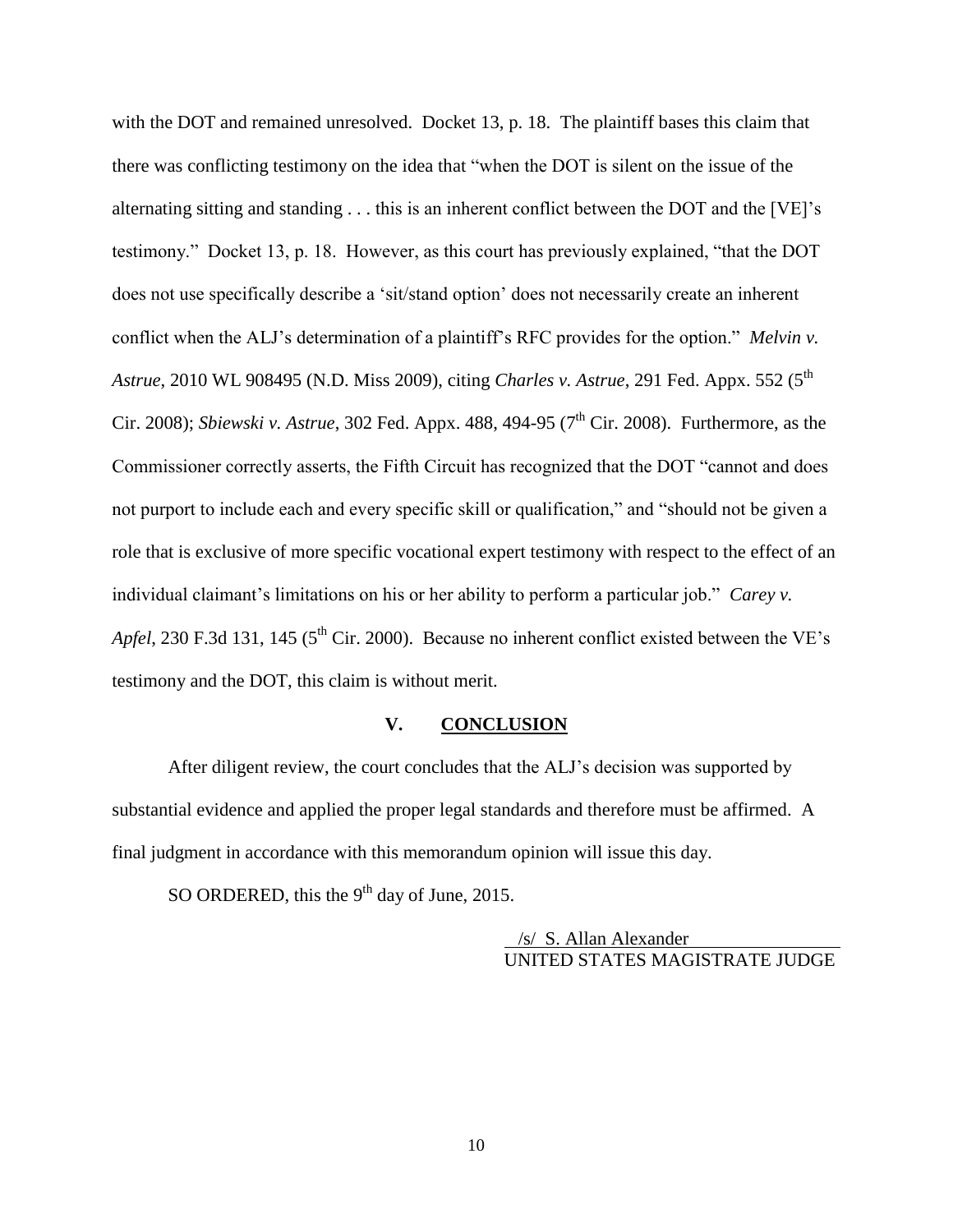with the DOT and remained unresolved. Docket 13, p. 18. The plaintiff bases this claim that there was conflicting testimony on the idea that "when the DOT is silent on the issue of the alternating sitting and standing . . . this is an inherent conflict between the DOT and the [VE]'s testimony." Docket 13, p. 18. However, as this court has previously explained, "that the DOT does not use specifically describe a 'sit/stand option' does not necessarily create an inherent conflict when the ALJ's determination of a plaintiff's RFC provides for the option." *Melvin v. Astrue*, 2010 WL 908495 (N.D. Miss 2009), citing *Charles v. Astrue*, 291 Fed. Appx. 552 (5th Cir. 2008); *Sbiewski v. Astrue*, 302 Fed. Appx. 488, 494-95 (7th Cir. 2008). Furthermore, as the Commissioner correctly asserts, the Fifth Circuit has recognized that the DOT "cannot and does not purport to include each and every specific skill or qualification," and "should not be given a role that is exclusive of more specific vocational expert testimony with respect to the effect of an individual claimant's limitations on his or her ability to perform a particular job." *Carey v. Apfel*, 230 F.3d 131, 145 (5th Cir. 2000). Because no inherent conflict existed between the VE's testimony and the DOT, this claim is without merit.

## V. CONCLUSION

After diligent review, the court concludes that the ALJ's decision was supported by substantial evidence and applied the proper legal standards and therefore must be affirmed. A final judgment in accordance with this memorandum opinion will issue this day.

SO ORDERED, this the 9th day of June, 2015.

/s/ S. Allan Alexander
UNITED STATES MAGISTRATE JUDGE